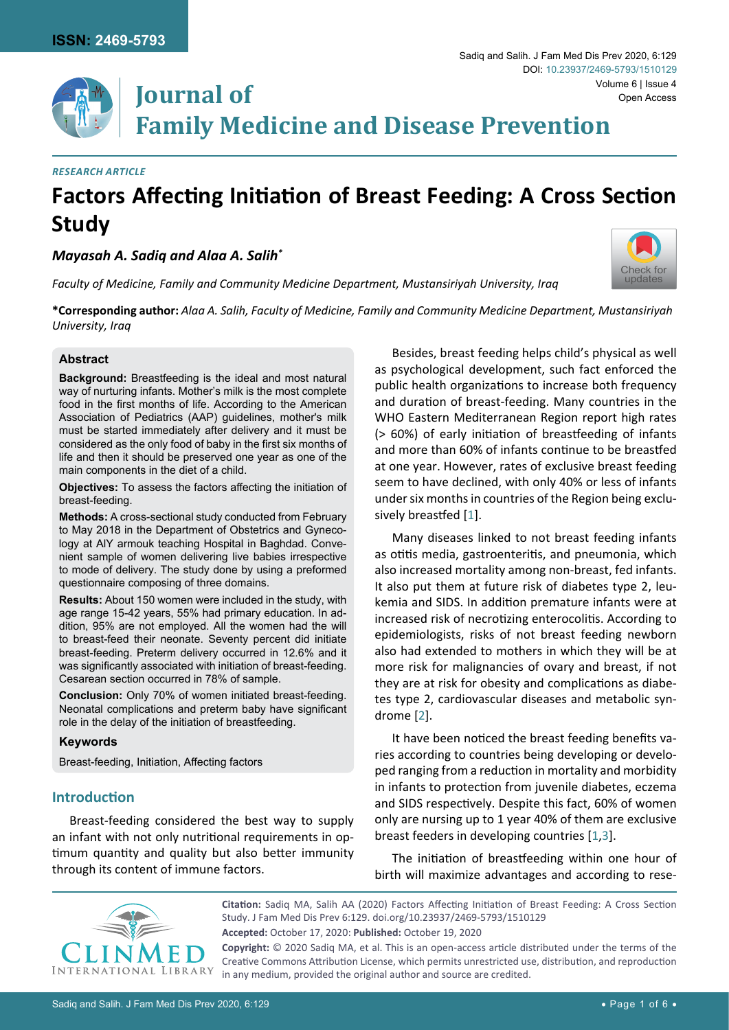ISSN: 2469-5793

Sadiq and Salih. J Fam Med Dis Prev 2020, 6:129

DOI: 10.23937/2469-5793/1510129

Volume 6 | Issue 4

Open Access

# Journal of Family Medicine and Disease Prevention

*RESEARCH ARTICLE*

# Factors Affecting Initiation of Breast Feeding: A Cross Section Study

***Mayasah A. Sadiq and Alaa A. Salih****

*Faculty of Medicine, Family and Community Medicine Department, Mustansiriyah University, Iraq*

**\*Corresponding author:** *Alaa A. Salih, Faculty of Medicine, Family and Community Medicine Department, Mustansiriyah University, Iraq*

### Abstract

**Background:** Breastfeeding is the ideal and most natural way of nurturing infants. Mother's milk is the most complete food in the first months of life. According to the American Association of Pediatrics (AAP) guidelines, mother's milk must be started immediately after delivery and it must be considered as the only food of baby in the first six months of life and then it should be preserved one year as one of the main components in the diet of a child.

**Objectives:** To assess the factors affecting the initiation of breast-feeding.

**Methods:** A cross-sectional study conducted from February to May 2018 in the Department of Obstetrics and Gynecology at AlY armouk teaching Hospital in Baghdad. Convenient sample of women delivering live babies irrespective to mode of delivery. The study done by using a preformed questionnaire composing of three domains.

**Results:** About 150 women were included in the study, with age range 15-42 years, 55% had primary education. In addition, 95% are not employed. All the women had the will to breast-feed their neonate. Seventy percent did initiate breast-feeding. Preterm delivery occurred in 12.6% and it was significantly associated with initiation of breast-feeding. Cesarean section occurred in 78% of sample.

**Conclusion:** Only 70% of women initiated breast-feeding. Neonatal complications and preterm baby have significant role in the delay of the initiation of breastfeeding.

### Keywords

Breast-feeding, Initiation, Affecting factors

## Introduction

Breast-feeding considered the best way to supply an infant with not only nutritional requirements in optimum quantity and quality but also better immunity through its content of immune factors.

Besides, breast feeding helps child's physical as well as psychological development, such fact enforced the public health organizations to increase both frequency and duration of breast-feeding. Many countries in the WHO Eastern Mediterranean Region report high rates (> 60%) of early initiation of breastfeeding of infants and more than 60% of infants continue to be breastfed at one year. However, rates of exclusive breast feeding seem to have declined, with only 40% or less of infants under six months in countries of the Region being exclusively breastfed [1].

Many diseases linked to not breast feeding infants as otitis media, gastroenteritis, and pneumonia, which also increased mortality among non-breast, fed infants. It also put them at future risk of diabetes type 2, leukemia and SIDS. In addition premature infants were at increased risk of necrotizing enterocolitis. According to epidemiologists, risks of not breast feeding newborn also had extended to mothers in which they will be at more risk for malignancies of ovary and breast, if not they are at risk for obesity and complications as diabetes type 2, cardiovascular diseases and metabolic syndrome [2].

It have been noticed the breast feeding benefits varies according to countries being developing or developed ranging from a reduction in mortality and morbidity in infants to protection from juvenile diabetes, eczema and SIDS respectively. Despite this fact, 60% of women only are nursing up to 1 year 40% of them are exclusive breast feeders in developing countries [1,3].

The initiation of breastfeeding within one hour of birth will maximize advantages and according to rese-

**Citation:** Sadiq MA, Salih AA (2020) Factors Affecting Initiation of Breast Feeding: A Cross Section Study. J Fam Med Dis Prev 6:129. doi.org/10.23937/2469-5793/1510129

**Accepted:** October 17, 2020: **Published:** October 19, 2020

**Copyright:** © 2020 Sadiq MA, et al. This is an open-access article distributed under the terms of the Creative Commons Attribution License, which permits unrestricted use, distribution, and reproduction in any medium, provided the original author and source are credited.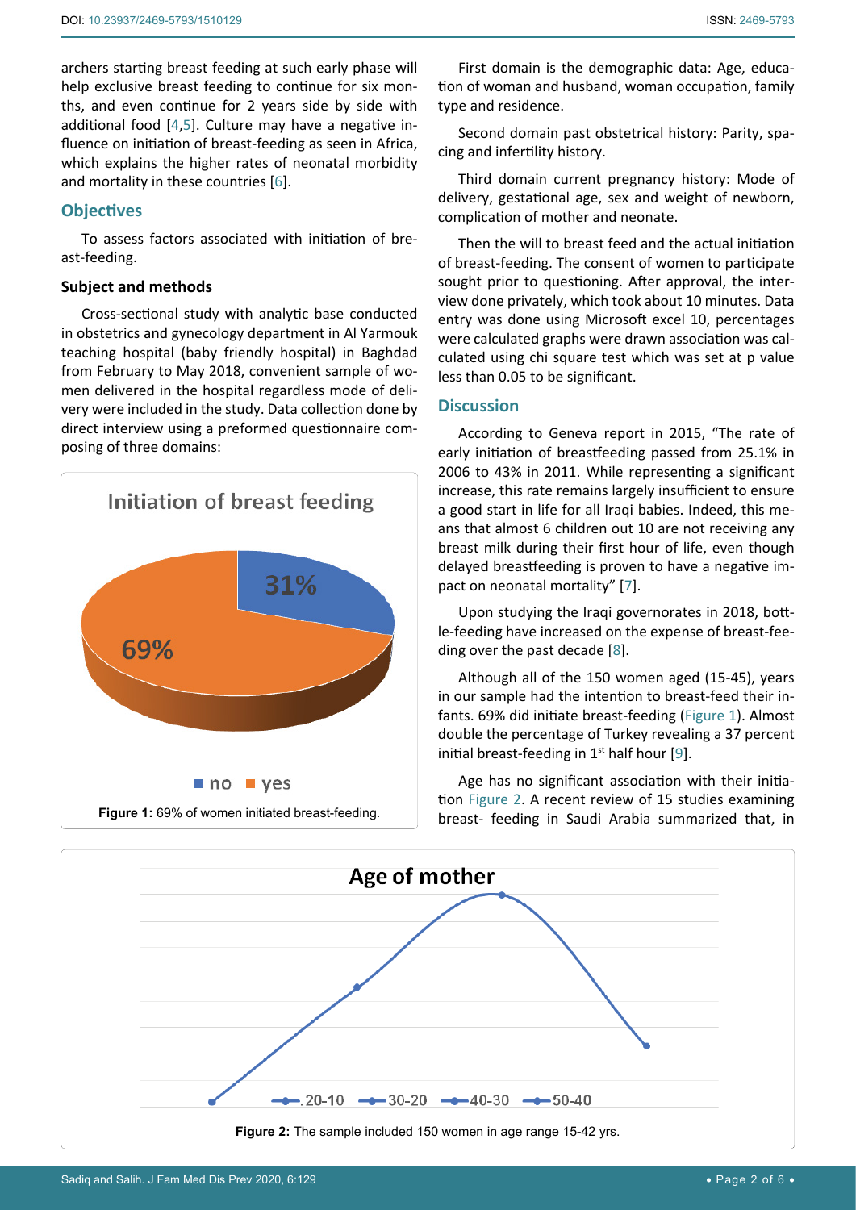archers starting breast feeding at such early phase will help exclusive breast feeding to continue for six months, and even continue for 2 years side by side with additional food [4,5]. Culture may have a negative influence on initiation of breast-feeding as seen in Africa, which explains the higher rates of neonatal morbidity and mortality in these countries [6].

## Objectives

To assess factors associated with initiation of breast-feeding.

### Subject and methods

Cross-sectional study with analytic base conducted in obstetrics and gynecology department in Al Yarmouk teaching hospital (baby friendly hospital) in Baghdad from February to May 2018, convenient sample of women delivered in the hospital regardless mode of delivery were included in the study. Data collection done by direct interview using a preformed questionnaire composing of three domains:

Figure 1: 69% of women initiated breast-feeding.

First domain is the demographic data: Age, education of woman and husband, woman occupation, family type and residence.

Second domain past obstetrical history: Parity, spacing and infertility history.

Third domain current pregnancy history: Mode of delivery, gestational age, sex and weight of newborn, complication of mother and neonate.

Then the will to breast feed and the actual initiation of breast-feeding. The consent of women to participate sought prior to questioning. After approval, the interview done privately, which took about 10 minutes. Data entry was done using Microsoft excel 10, percentages were calculated graphs were drawn association was calculated using chi square test which was set at p value less than 0.05 to be significant.

## Discussion

According to Geneva report in 2015, "The rate of early initiation of breastfeeding passed from 25.1% in 2006 to 43% in 2011. While representing a significant increase, this rate remains largely insufficient to ensure a good start in life for all Iraqi babies. Indeed, this means that almost 6 children out 10 are not receiving any breast milk during their first hour of life, even though delayed breastfeeding is proven to have a negative impact on neonatal mortality" [7].

Upon studying the Iraqi governorates in 2018, bottle-feeding have increased on the expense of breast-feeding over the past decade [8].

Although all of the 150 women aged (15-45), years in our sample had the intention to breast-feed their infants. 69% did initiate breast-feeding (Figure 1). Almost double the percentage of Turkey revealing a 37 percent initial breast-feeding in 1st half hour [9].

Age has no significant association with their initiation Figure 2. A recent review of 15 studies examining breast- feeding in Saudi Arabia summarized that, in

Figure 2: The sample included 150 women in age range 15-42 yrs.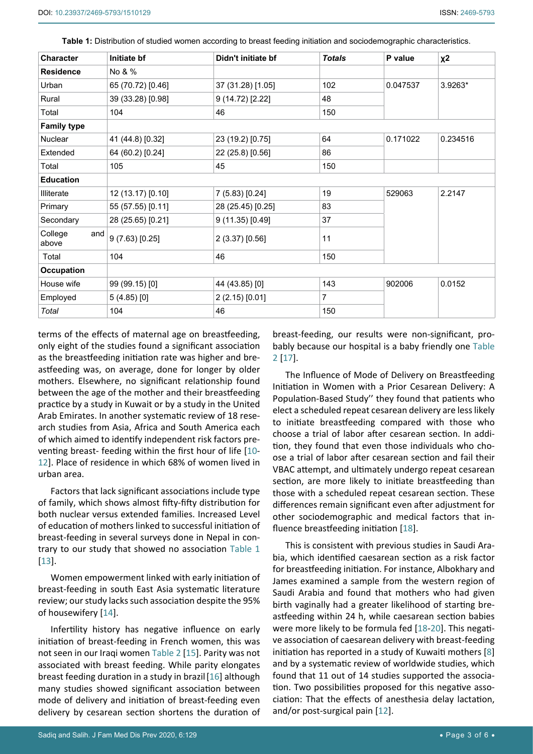**Table 1:** Distribution of studied women according to breast feeding initiation and sociodemographic characteristics.

| Character | Initiate bf | Didn't initiate bf | *Totals* | P value | χ2 |
|---|---|---|---|---|---|
| **Residence** | No & % | | | | |
| Urban | 65 (70.72) [0.46] | 37 (31.28) [1.05] | 102 | 0.047537 | 3.9263* |
| Rural | 39 (33.28) [0.98] | 9 (14.72) [2.22] | 48 | | |
| Total | 104 | 46 | 150 | | |
| **Family type** | | | | | |
| Nuclear | 41 (44.8) [0.32] | 23 (19.2) [0.75] | 64 | 0.171022 | 0.234516 |
| Extended | 64 (60.2) [0.24] | 22 (25.8) [0.56] | 86 | | |
| Total | 105 | 45 | 150 | | |
| **Education** | | | | | |
| Illiterate | 12 (13.17) [0.10] | 7 (5.83) [0.24] | 19 | 529063 | 2.2147 |
| Primary | 55 (57.55) [0.11] | 28 (25.45) [0.25] | 83 | | |
| Secondary | 28 (25.65) [0.21] | 9 (11.35) [0.49] | 37 | | |
| College and above | 9 (7.63) [0.25] | 2 (3.37) [0.56] | 11 | | |
| Total | 104 | 46 | 150 | | |
| **Occupation** | | | | | |
| House wife | 99 (99.15) [0] | 44 (43.85) [0] | 143 | 902006 | 0.0152 |
| Employed | 5 (4.85) [0] | 2 (2.15) [0.01] | 7 | | |
| *Total* | 104 | 46 | 150 | | |

terms of the effects of maternal age on breastfeeding, only eight of the studies found a significant association as the breastfeeding initiation rate was higher and breastfeeding was, on average, done for longer by older mothers. Elsewhere, no significant relationship found between the age of the mother and their breastfeeding practice by a study in Kuwait or by a study in the United Arab Emirates. In another systematic review of 18 research studies from Asia, Africa and South America each of which aimed to identify independent risk factors preventing breast- feeding within the first hour of life [10-12]. Place of residence in which 68% of women lived in urban area.

Factors that lack significant associations include type of family, which shows almost fifty-fifty distribution for both nuclear versus extended families. Increased Level of education of mothers linked to successful initiation of breast-feeding in several surveys done in Nepal in contrary to our study that showed no association Table 1 [13].

Women empowerment linked with early initiation of breast-feeding in south East Asia systematic literature review; our study lacks such association despite the 95% of housewifery [14].

Infertility history has negative influence on early initiation of breast-feeding in French women, this was not seen in our Iraqi women Table 2 [15]. Parity was not associated with breast feeding. While parity elongates breast feeding duration in a study in brazil [16] although many studies showed significant association between mode of delivery and initiation of breast-feeding even delivery by cesarean section shortens the duration of breast-feeding, our results were non-significant, probably because our hospital is a baby friendly one Table 2 [17].

The Influence of Mode of Delivery on Breastfeeding Initiation in Women with a Prior Cesarean Delivery: A Population-Based Study'' they found that patients who elect a scheduled repeat cesarean delivery are less likely to initiate breastfeeding compared with those who choose a trial of labor after cesarean section. In addition, they found that even those individuals who choose a trial of labor after cesarean section and fail their VBAC attempt, and ultimately undergo repeat cesarean section, are more likely to initiate breastfeeding than those with a scheduled repeat cesarean section. These differences remain significant even after adjustment for other sociodemographic and medical factors that influence breastfeeding initiation [18].

This is consistent with previous studies in Saudi Arabia, which identified caesarean section as a risk factor for breastfeeding initiation. For instance, Albokhary and James examined a sample from the western region of Saudi Arabia and found that mothers who had given birth vaginally had a greater likelihood of starting breastfeeding within 24 h, while caesarean section babies were more likely to be formula fed [18-20]. This negative association of caesarean delivery with breast-feeding initiation has reported in a study of Kuwaiti mothers [8] and by a systematic review of worldwide studies, which found that 11 out of 14 studies supported the association. Two possibilities proposed for this negative association: That the effects of anesthesia delay lactation, and/or post-surgical pain [12].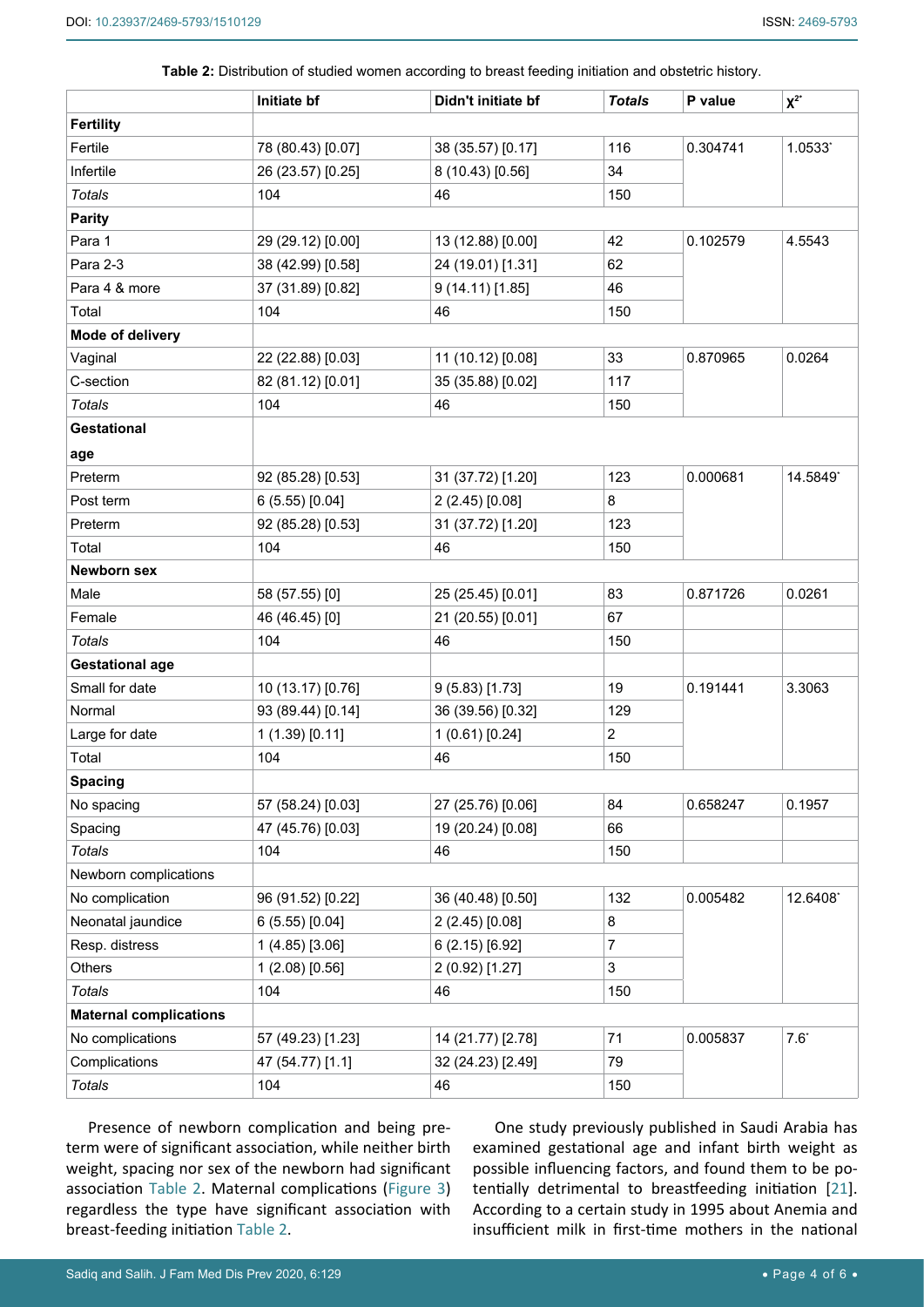**Table 2:** Distribution of studied women according to breast feeding initiation and obstetric history.

| | Initiate bf | Didn't initiate bf | *Totals* | P value | $\chi^{2*}$ |
|---|---|---|---|---|---|
| **Fertility** | | | | | |
| Fertile | 78 (80.43) [0.07] | 38 (35.57) [0.17] | 116 | 0.304741 | 1.0533* |
| Infertile | 26 (23.57) [0.25] | 8 (10.43) [0.56] | 34 | | |
| *Totals* | 104 | 46 | 150 | | |
| **Parity** | | | | | |
| Para 1 | 29 (29.12) [0.00] | 13 (12.88) [0.00] | 42 | 0.102579 | 4.5543 |
| Para 2-3 | 38 (42.99) [0.58] | 24 (19.01) [1.31] | 62 | | |
| Para 4 & more | 37 (31.89) [0.82] | 9 (14.11) [1.85] | 46 | | |
| Total | 104 | 46 | 150 | | |
| **Mode of delivery** | | | | | |
| Vaginal | 22 (22.88) [0.03] | 11 (10.12) [0.08] | 33 | 0.870965 | 0.0264 |
| C-section | 82 (81.12) [0.01] | 35 (35.88) [0.02] | 117 | | |
| *Totals* | 104 | 46 | 150 | | |
| **Gestational age** | | | | | |
| Preterm | 92 (85.28) [0.53] | 31 (37.72) [1.20] | 123 | 0.000681 | 14.5849* |
| Post term | 6 (5.55) [0.04] | 2 (2.45) [0.08] | 8 | | |
| Preterm | 92 (85.28) [0.53] | 31 (37.72) [1.20] | 123 | | |
| Total | 104 | 46 | 150 | | |
| **Newborn sex** | | | | | |
| Male | 58 (57.55) [0] | 25 (25.45) [0.01] | 83 | 0.871726 | 0.0261 |
| Female | 46 (46.45) [0] | 21 (20.55) [0.01] | 67 | | |
| *Totals* | 104 | 46 | 150 | | |
| **Gestational age** | | | | | |
| Small for date | 10 (13.17) [0.76] | 9 (5.83) [1.73] | 19 | 0.191441 | 3.3063 |
| Normal | 93 (89.44) [0.14] | 36 (39.56) [0.32] | 129 | | |
| Large for date | 1 (1.39) [0.11] | 1 (0.61) [0.24] | 2 | | |
| Total | 104 | 46 | 150 | | |
| **Spacing** | | | | | |
| No spacing | 57 (58.24) [0.03] | 27 (25.76) [0.06] | 84 | 0.658247 | 0.1957 |
| Spacing | 47 (45.76) [0.03] | 19 (20.24) [0.08] | 66 | | |
| *Totals* | 104 | 46 | 150 | | |
| Newborn complications | | | | | |
| No complication | 96 (91.52) [0.22] | 36 (40.48) [0.50] | 132 | 0.005482 | 12.6408* |
| Neonatal jaundice | 6 (5.55) [0.04] | 2 (2.45) [0.08] | 8 | | |
| Resp. distress | 1 (4.85) [3.06] | 6 (2.15) [6.92] | 7 | | |
| Others | 1 (2.08) [0.56] | 2 (0.92) [1.27] | 3 | | |
| *Totals* | 104 | 46 | 150 | | |
| **Maternal complications** | | | | | |
| No complications | 57 (49.23) [1.23] | 14 (21.77) [2.78] | 71 | 0.005837 | 7.6* |
| Complications | 47 (54.77) [1.1] | 32 (24.23) [2.49] | 79 | | |
| *Totals* | 104 | 46 | 150 | | |

Presence of newborn complication and being preterm were of significant association, while neither birth weight, spacing nor sex of the newborn had significant association Table 2. Maternal complications (Figure 3) regardless the type have significant association with breast-feeding initiation Table 2.

One study previously published in Saudi Arabia has examined gestational age and infant birth weight as possible influencing factors, and found them to be potentially detrimental to breastfeeding initiation [21]. According to a certain study in 1995 about Anemia and insufficient milk in first-time mothers in the national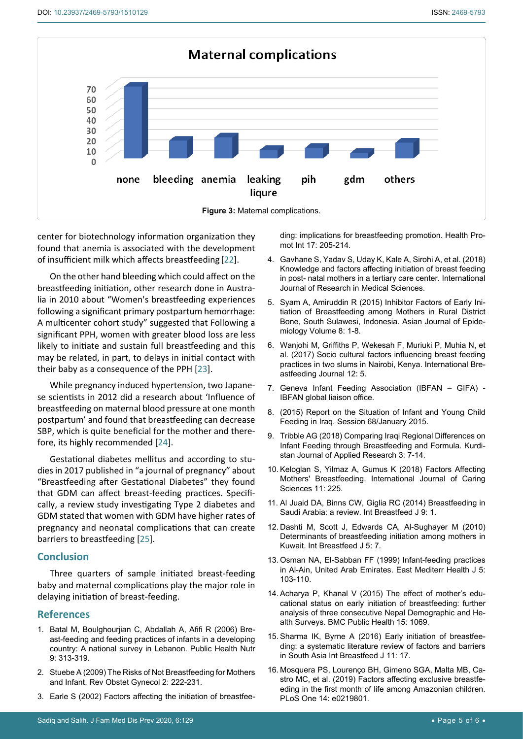Figure 3: Maternal complications.

center for biotechnology information organization they found that anemia is associated with the development of insufficient milk which affects breastfeeding [22].

On the other hand bleeding which could affect on the breastfeeding initiation, other research done in Australia in 2010 about "Women's breastfeeding experiences following a significant primary postpartum hemorrhage: A multicenter cohort study" suggested that Following a significant PPH, women with greater blood loss are less likely to initiate and sustain full breastfeeding and this may be related, in part, to delays in initial contact with their baby as a consequence of the PPH [23].

While pregnancy induced hypertension, two Japanese scientists in 2012 did a research about 'Influence of breastfeeding on maternal blood pressure at one month postpartum' and found that breastfeeding can decrease SBP, which is quite beneficial for the mother and therefore, its highly recommended [24].

Gestational diabetes mellitus and according to studies in 2017 published in "a journal of pregnancy" about "Breastfeeding after Gestational Diabetes" they found that GDM can affect breast-feeding practices. Specifically, a review study investigating Type 2 diabetes and GDM stated that women with GDM have higher rates of pregnancy and neonatal complications that can create barriers to breastfeeding [25].

## Conclusion

Three quarters of sample initiated breast-feeding baby and maternal complications play the major role in delaying initiation of breast-feeding.

## References

1. Batal M, Boulghourjian C, Abdallah A, Afifi R (2006) Breast-feeding and feeding practices of infants in a developing country: A national survey in Lebanon. Public Health Nutr 9: 313-319.
2. Stuebe A (2009) The Risks of Not Breastfeeding for Mothers and Infant. Rev Obstet Gynecol 2: 222-231.
3. Earle S (2002) Factors affecting the initiation of breastfeeding: implications for breastfeeding promotion. Health Promot Int 17: 205-214.
4. Gavhane S, Yadav S, Uday K, Kale A, Sirohi A, et al. (2018) Knowledge and factors affecting initiation of breast feeding in post- natal mothers in a tertiary care center. International Journal of Research in Medical Sciences.
5. Syam A, Amiruddin R (2015) Inhibitor Factors of Early Initiation of Breastfeeding among Mothers in Rural District Bone, South Sulawesi, Indonesia. Asian Journal of Epidemiology Volume 8: 1-8.
6. Wanjohi M, Griffiths P, Wekesah F, Muriuki P, Muhia N, et al. (2017) Socio cultural factors influencing breast feeding practices in two slums in Nairobi, Kenya. International Breastfeeding Journal 12: 5.
7. Geneva Infant Feeding Association (IBFAN – GIFA) - IBFAN global liaison office.
8. (2015) Report on the Situation of Infant and Young Child Feeding in Iraq. Session 68/January 2015.
9. Tribble AG (2018) Comparing Iraqi Regional Differences on Infant Feeding through Breastfeeding and Formula. Kurdistan Journal of Applied Research 3: 7-14.
10. Keloglan S, Yilmaz A, Gumus K (2018) Factors Affecting Mothers' Breastfeeding. International Journal of Caring Sciences 11: 225.
11. Al Juaid DA, Binns CW, Giglia RC (2014) Breastfeeding in Saudi Arabia: a review. Int Breastfeed J 9: 1.
12. Dashti M, Scott J, Edwards CA, Al-Sughayer M (2010) Determinants of breastfeeding initiation among mothers in Kuwait. Int Breastfeed J 5: 7.
13. Osman NA, El-Sabban FF (1999) Infant-feeding practices in Al-Ain, United Arab Emirates. East Mediterr Health J 5: 103-110.
14. Acharya P, Khanal V (2015) The effect of mother's educational status on early initiation of breastfeeding: further analysis of three consecutive Nepal Demographic and Health Surveys. BMC Public Health 15: 1069.
15. Sharma IK, Byrne A (2016) Early initiation of breastfeeding: a systematic literature review of factors and barriers in South Asia Int Breastfeed J 11: 17.
16. Mosquera PS, Lourenço BH, Gimeno SGA, Malta MB, Castro MC, et al. (2019) Factors affecting exclusive breastfeeding in the first month of life among Amazonian children. PLoS One 14: e0219801.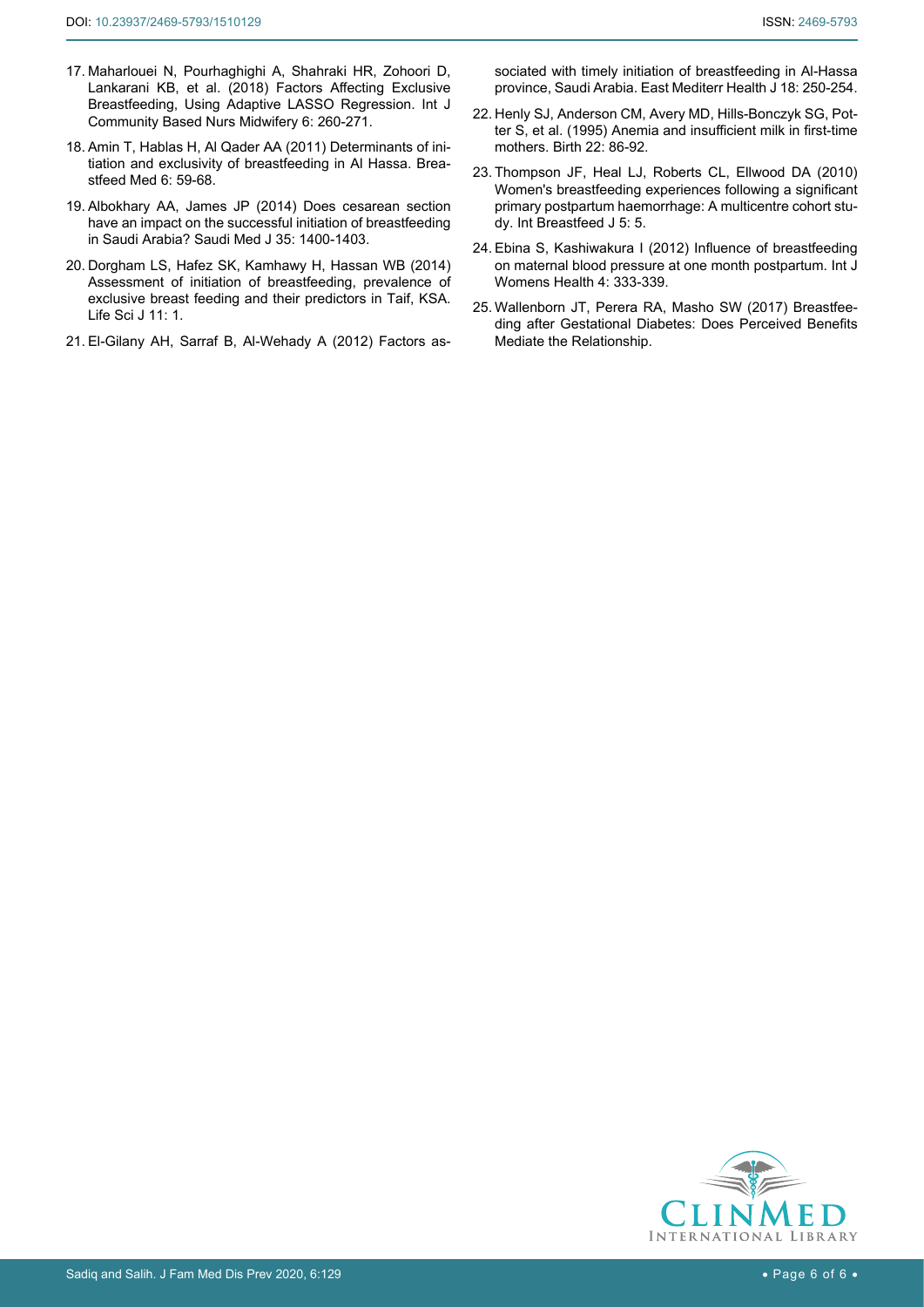17. Maharlouei N, Pourhaghighi A, Shahraki HR, Zohoori D, Lankarani KB, et al. (2018) Factors Affecting Exclusive Breastfeeding, Using Adaptive LASSO Regression. Int J Community Based Nurs Midwifery 6: 260-271.
18. Amin T, Hablas H, Al Qader AA (2011) Determinants of initiation and exclusivity of breastfeeding in Al Hassa. Breastfeed Med 6: 59-68.
19. Albokhary AA, James JP (2014) Does cesarean section have an impact on the successful initiation of breastfeeding in Saudi Arabia? Saudi Med J 35: 1400-1403.
20. Dorgham LS, Hafez SK, Kamhawy H, Hassan WB (2014) Assessment of initiation of breastfeeding, prevalence of exclusive breast feeding and their predictors in Taif, KSA. Life Sci J 11: 1.
21. El-Gilany AH, Sarraf B, Al-Wehady A (2012) Factors associated with timely initiation of breastfeeding in Al-Hassa province, Saudi Arabia. East Mediterr Health J 18: 250-254.
22. Henly SJ, Anderson CM, Avery MD, Hills-Bonczyk SG, Potter S, et al. (1995) Anemia and insufficient milk in first-time mothers. Birth 22: 86-92.
23. Thompson JF, Heal LJ, Roberts CL, Ellwood DA (2010) Women's breastfeeding experiences following a significant primary postpartum haemorrhage: A multicentre cohort study. Int Breastfeed J 5: 5.
24. Ebina S, Kashiwakura I (2012) Influence of breastfeeding on maternal blood pressure at one month postpartum. Int J Womens Health 4: 333-339.
25. Wallenborn JT, Perera RA, Masho SW (2017) Breastfeeding after Gestational Diabetes: Does Perceived Benefits Mediate the Relationship.